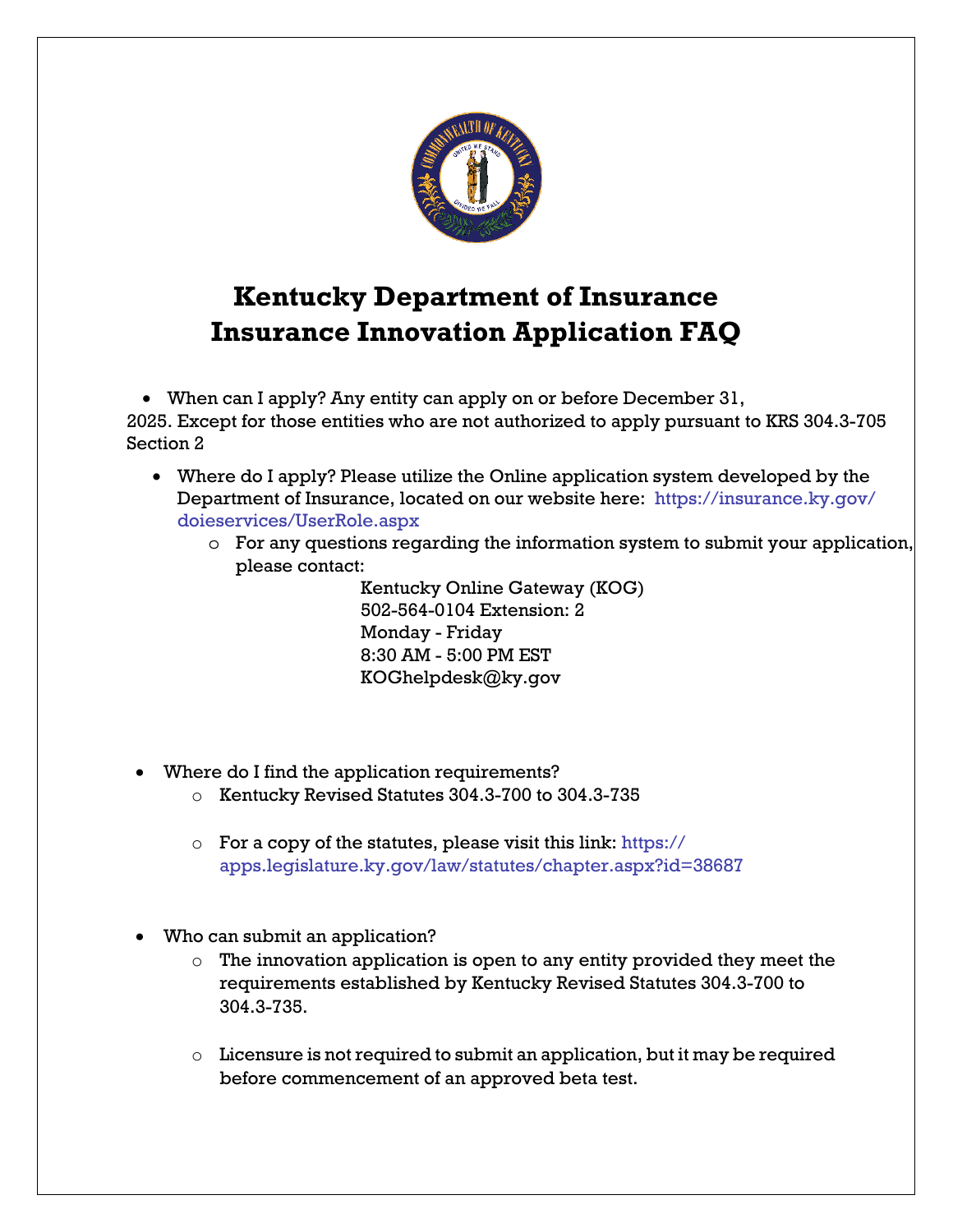# Kentucky Department of Insurance
# Insurance Innovation Application FAQ

- When can I apply? Any entity can apply on or before December 31, 2025. Except for those entities who are not authorized to apply pursuant to KRS 304.3-705 Section 2

- Where do I apply? Please utilize the Online application system developed by the Department of Insurance, located on our website here: https://insurance.ky.gov/doieservices/UserRole.aspx
  - For any questions regarding the information system to submit your application, please contact:

    Kentucky Online Gateway (KOG)
    502-564-0104 Extension: 2
    Monday - Friday
    8:30 AM - 5:00 PM EST
    KOGhelpdesk@ky.gov

- Where do I find the application requirements?
  - Kentucky Revised Statutes 304.3-700 to 304.3-735
  - For a copy of the statutes, please visit this link: https://apps.legislature.ky.gov/law/statutes/chapter.aspx?id=38687

- Who can submit an application?
  - The innovation application is open to any entity provided they meet the requirements established by Kentucky Revised Statutes 304.3-700 to 304.3-735.
  - Licensure is not required to submit an application, but it may be required before commencement of an approved beta test.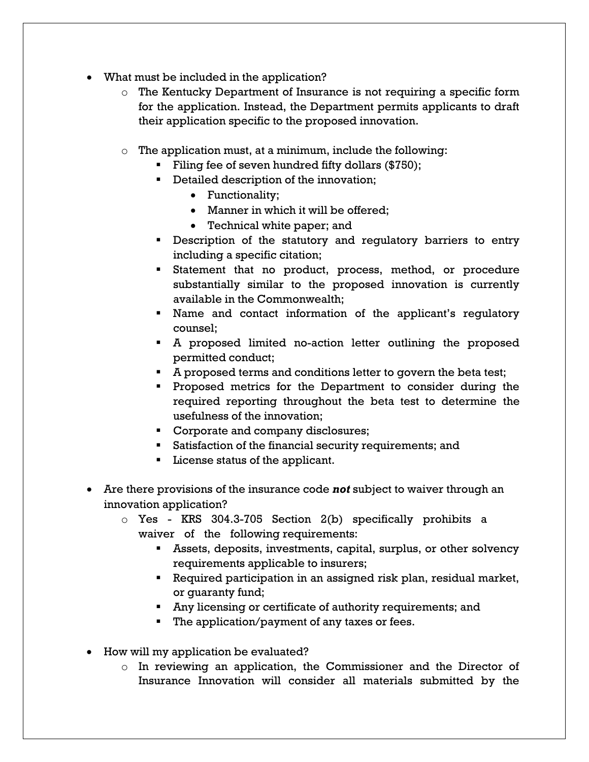- What must be included in the application?
    - The Kentucky Department of Insurance is not requiring a specific form for the application. Instead, the Department permits applicants to draft their application specific to the proposed innovation.

    - The application must, at a minimum, include the following:
        - Filing fee of seven hundred fifty dollars ($750);
        - Detailed description of the innovation;
            - Functionality;
            - Manner in which it will be offered;
            - Technical white paper; and
        - Description of the statutory and regulatory barriers to entry including a specific citation;
        - Statement that no product, process, method, or procedure substantially similar to the proposed innovation is currently available in the Commonwealth;
        - Name and contact information of the applicant's regulatory counsel;
        - A proposed limited no-action letter outlining the proposed permitted conduct;
        - A proposed terms and conditions letter to govern the beta test;
        - Proposed metrics for the Department to consider during the required reporting throughout the beta test to determine the usefulness of the innovation;
        - Corporate and company disclosures;
        - Satisfaction of the financial security requirements; and
        - License status of the applicant.

- Are there provisions of the insurance code ***not*** subject to waiver through an innovation application?
    - Yes - KRS 304.3-705 Section 2(b) specifically prohibits a waiver of the following requirements:
        - Assets, deposits, investments, capital, surplus, or other solvency requirements applicable to insurers;
        - Required participation in an assigned risk plan, residual market, or guaranty fund;
        - Any licensing or certificate of authority requirements; and
        - The application/payment of any taxes or fees.

- How will my application be evaluated?
    - In reviewing an application, the Commissioner and the Director of Insurance Innovation will consider all materials submitted by the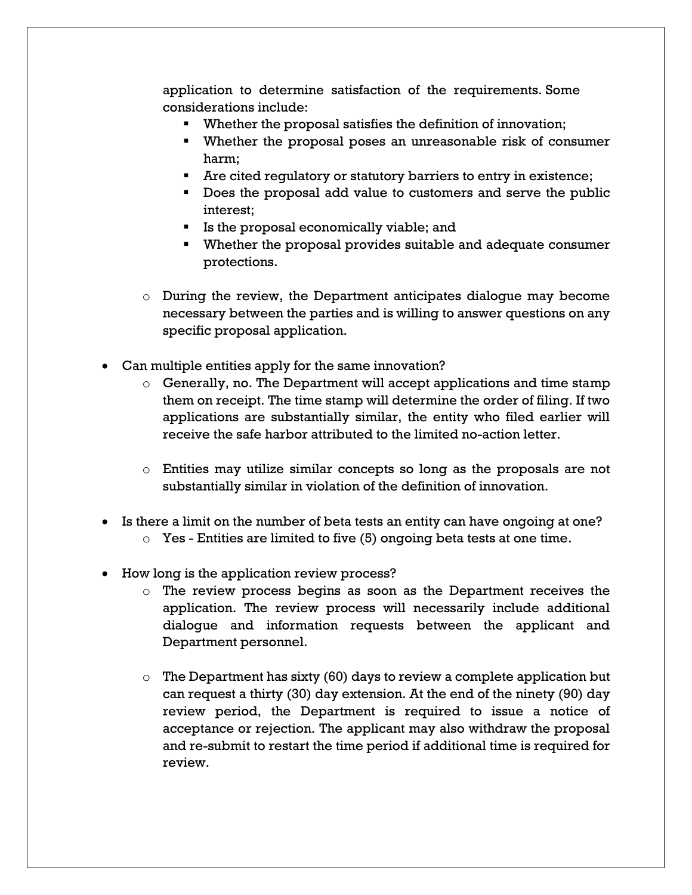application to determine satisfaction of the requirements. Some considerations include:

  - Whether the proposal satisfies the definition of innovation;
  - Whether the proposal poses an unreasonable risk of consumer harm;
  - Are cited regulatory or statutory barriers to entry in existence;
  - Does the proposal add value to customers and serve the public interest;
  - Is the proposal economically viable; and
  - Whether the proposal provides suitable and adequate consumer protections.

- During the review, the Department anticipates dialogue may become necessary between the parties and is willing to answer questions on any specific proposal application.

- Can multiple entities apply for the same innovation?
  - Generally, no. The Department will accept applications and time stamp them on receipt. The time stamp will determine the order of filing. If two applications are substantially similar, the entity who filed earlier will receive the safe harbor attributed to the limited no-action letter.
  - Entities may utilize similar concepts so long as the proposals are not substantially similar in violation of the definition of innovation.

- Is there a limit on the number of beta tests an entity can have ongoing at one?
  - Yes - Entities are limited to five (5) ongoing beta tests at one time.

- How long is the application review process?
  - The review process begins as soon as the Department receives the application. The review process will necessarily include additional dialogue and information requests between the applicant and Department personnel.
  - The Department has sixty (60) days to review a complete application but can request a thirty (30) day extension. At the end of the ninety (90) day review period, the Department is required to issue a notice of acceptance or rejection. The applicant may also withdraw the proposal and re-submit to restart the time period if additional time is required for review.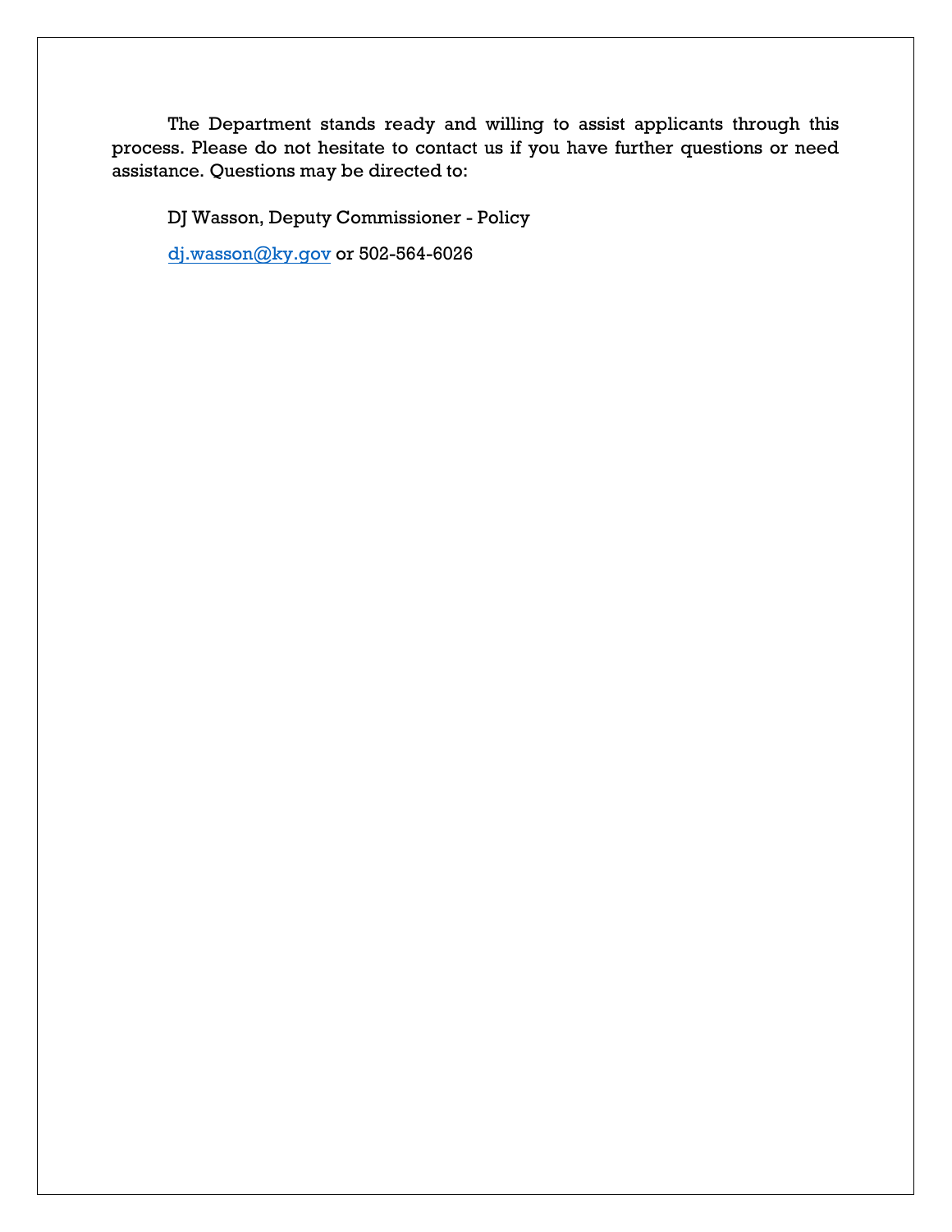The Department stands ready and willing to assist applicants through this process. Please do not hesitate to contact us if you have further questions or need assistance. Questions may be directed to:

DJ Wasson, Deputy Commissioner - Policy

dj.wasson@ky.gov or 502-564-6026